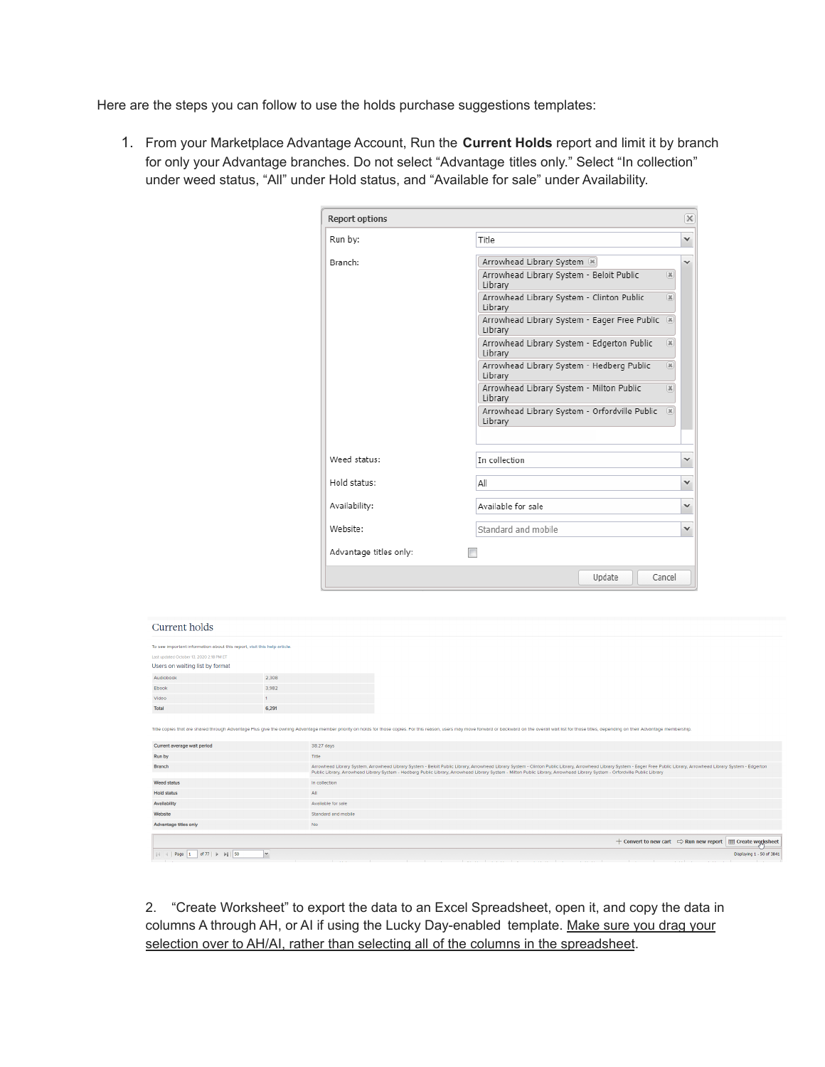Here are the steps you can follow to use the holds purchase suggestions templates:

1. From your Marketplace Advantage Account, Run the **Current Holds** report and limit it by branch for only your Advantage branches. Do not select "Advantage titles only." Select "In collection" under weed status, "All" under Hold status, and "Available for sale" under Availability.

2. "Create Worksheet" to export the data to an Excel Spreadsheet, open it, and copy the data in columns A through AH, or AI if using the Lucky Day-enabled template. Make sure you drag your selection over to AH/AI, rather than selecting all of the columns in the spreadsheet.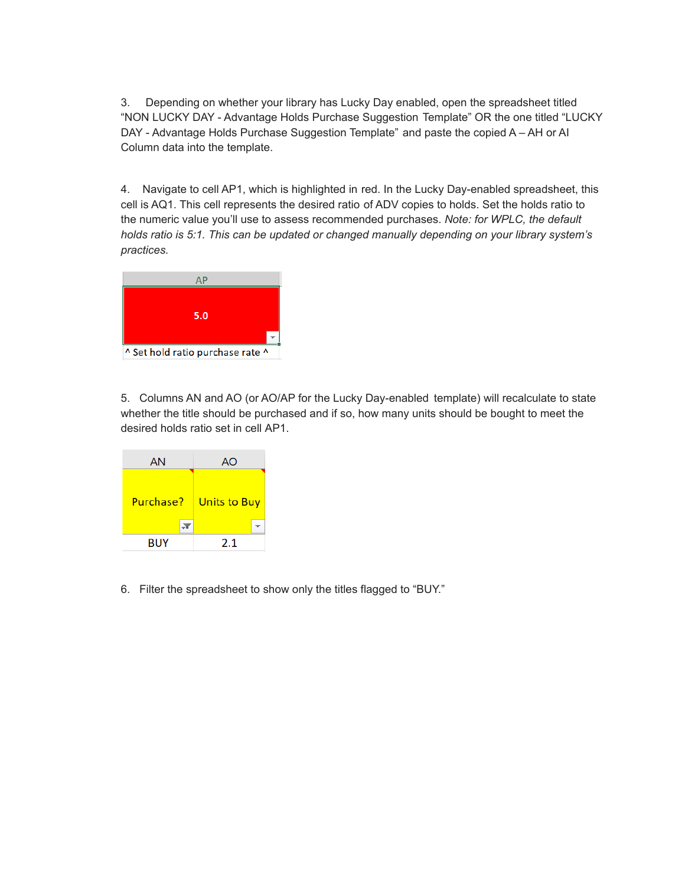3. Depending on whether your library has Lucky Day enabled, open the spreadsheet titled "NON LUCKY DAY - Advantage Holds Purchase Suggestion Template" OR the one titled "LUCKY DAY - Advantage Holds Purchase Suggestion Template" and paste the copied A – AH or AI Column data into the template.

4. Navigate to cell AP1, which is highlighted in red. In the Lucky Day-enabled spreadsheet, this cell is AQ1. This cell represents the desired ratio of ADV copies to holds. Set the holds ratio to the numeric value you'll use to assess recommended purchases. *Note: for WPLC, the default holds ratio is 5:1. This can be updated or changed manually depending on your library system's practices.*

| AP |
|---|
| 5.0 |
| ^ Set hold ratio purchase rate ^ |

5. Columns AN and AO (or AO/AP for the Lucky Day-enabled template) will recalculate to state whether the title should be purchased and if so, how many units should be bought to meet the desired holds ratio set in cell AP1.

| AN | AO |
|---|---|
| Purchase? | Units to Buy |
| BUY | 2.1 |

6. Filter the spreadsheet to show only the titles flagged to "BUY."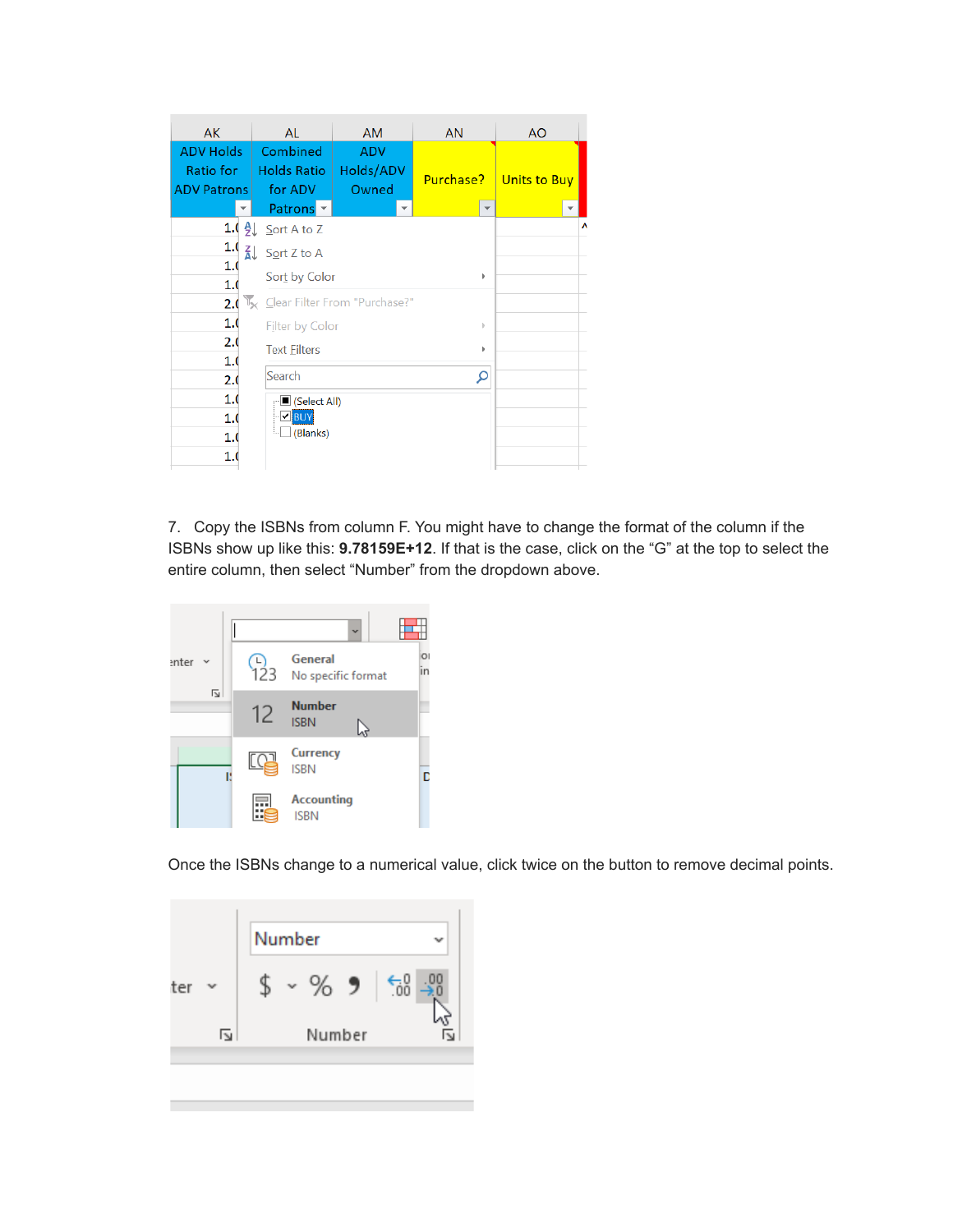7. Copy the ISBNs from column F. You might have to change the format of the column if the ISBNs show up like this: **9.78159E+12**. If that is the case, click on the “G” at the top to select the entire column, then select “Number” from the dropdown above.

Once the ISBNs change to a numerical value, click twice on the button to remove decimal points.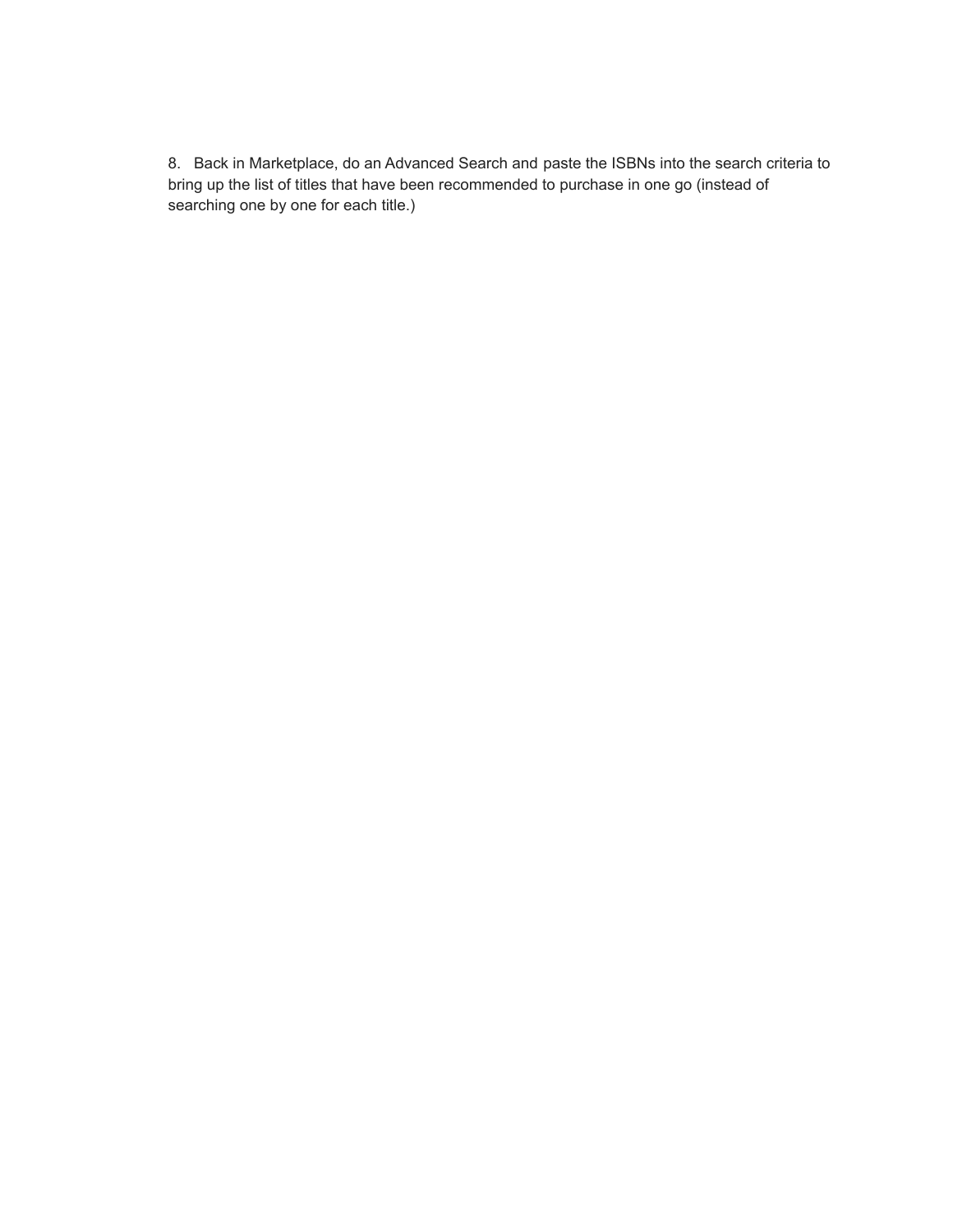8. Back in Marketplace, do an Advanced Search and paste the ISBNs into the search criteria to bring up the list of titles that have been recommended to purchase in one go (instead of searching one by one for each title.)